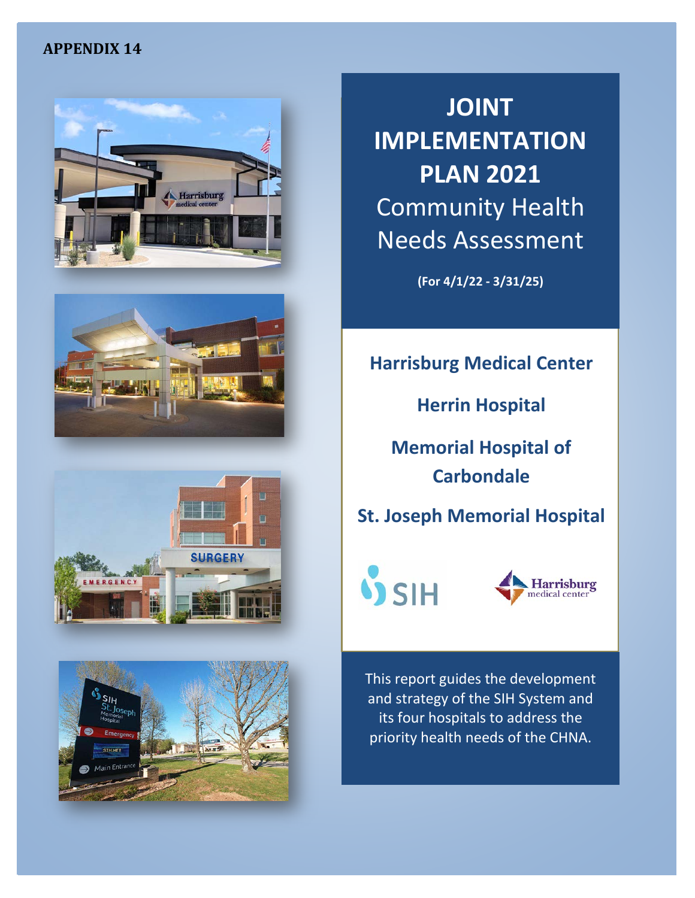**APPENDIX 14**

# JOINT IMPLEMENTATION PLAN 2021

## Community Health Needs Assessment

**(For 4/1/22 - 3/31/25)**

**Harrisburg Medical Center**

**Herrin Hospital**

**Memorial Hospital of Carbondale**

**St. Joseph Memorial Hospital**

This report guides the development and strategy of the SIH System and its four hospitals to address the priority health needs of the CHNA.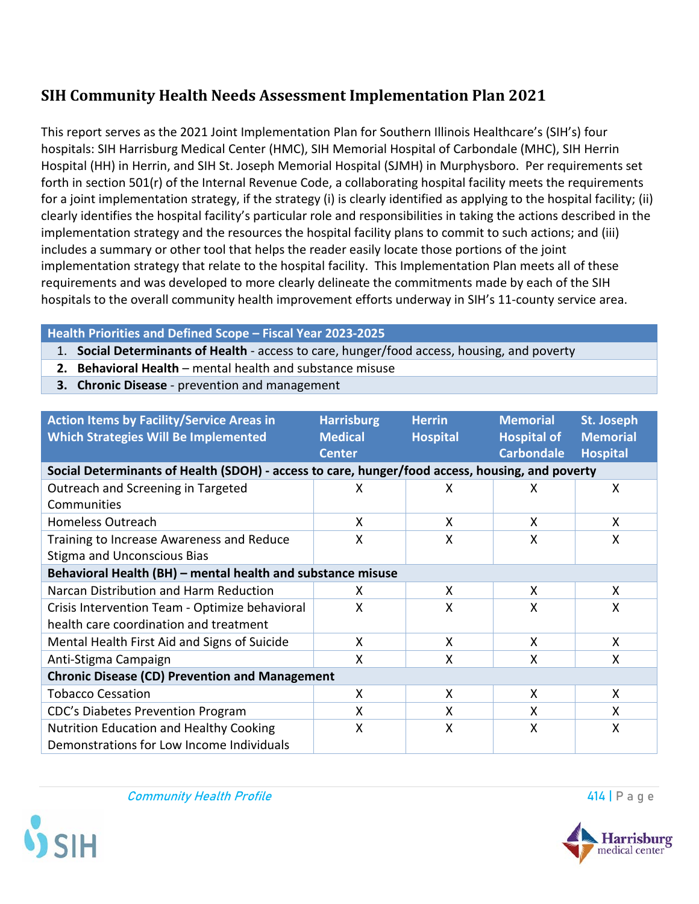## SIH Community Health Needs Assessment Implementation Plan 2021

This report serves as the 2021 Joint Implementation Plan for Southern Illinois Healthcare's (SIH's) four hospitals: SIH Harrisburg Medical Center (HMC), SIH Memorial Hospital of Carbondale (MHC), SIH Herrin Hospital (HH) in Herrin, and SIH St. Joseph Memorial Hospital (SJMH) in Murphysboro. Per requirements set forth in section 501(r) of the Internal Revenue Code, a collaborating hospital facility meets the requirements for a joint implementation strategy, if the strategy (i) is clearly identified as applying to the hospital facility; (ii) clearly identifies the hospital facility's particular role and responsibilities in taking the actions described in the implementation strategy and the resources the hospital facility plans to commit to such actions; and (iii) includes a summary or other tool that helps the reader easily locate those portions of the joint implementation strategy that relate to the hospital facility. This Implementation Plan meets all of these requirements and was developed to more clearly delineate the commitments made by each of the SIH hospitals to the overall community health improvement efforts underway in SIH's 11-county service area.

| Health Priorities and Defined Scope – Fiscal Year 2023-2025 |
|---|
| 1. **Social Determinants of Health** - access to care, hunger/food access, housing, and poverty |
| 2. **Behavioral Health** – mental health and substance misuse |
| 3. **Chronic Disease** - prevention and management |

| Action Items by Facility/Service Areas in Which Strategies Will Be Implemented | Harrisburg Medical Center | Herrin Hospital | Memorial Hospital of Carbondale | St. Joseph Memorial Hospital |
|---|---|---|---|---|
| **Social Determinants of Health (SDOH) - access to care, hunger/food access, housing, and poverty** | | | | |
| Outreach and Screening in Targeted Communities | X | X | X | X |
| Homeless Outreach | X | X | X | X |
| Training to Increase Awareness and Reduce Stigma and Unconscious Bias | X | X | X | X |
| **Behavioral Health (BH) – mental health and substance misuse** | | | | |
| Narcan Distribution and Harm Reduction | X | X | X | X |
| Crisis Intervention Team - Optimize behavioral health care coordination and treatment | X | X | X | X |
| Mental Health First Aid and Signs of Suicide | X | X | X | X |
| Anti-Stigma Campaign | X | X | X | X |
| **Chronic Disease (CD) Prevention and Management** | | | | |
| Tobacco Cessation | X | X | X | X |
| CDC's Diabetes Prevention Program | X | X | X | X |
| Nutrition Education and Healthy Cooking Demonstrations for Low Income Individuals | X | X | X | X |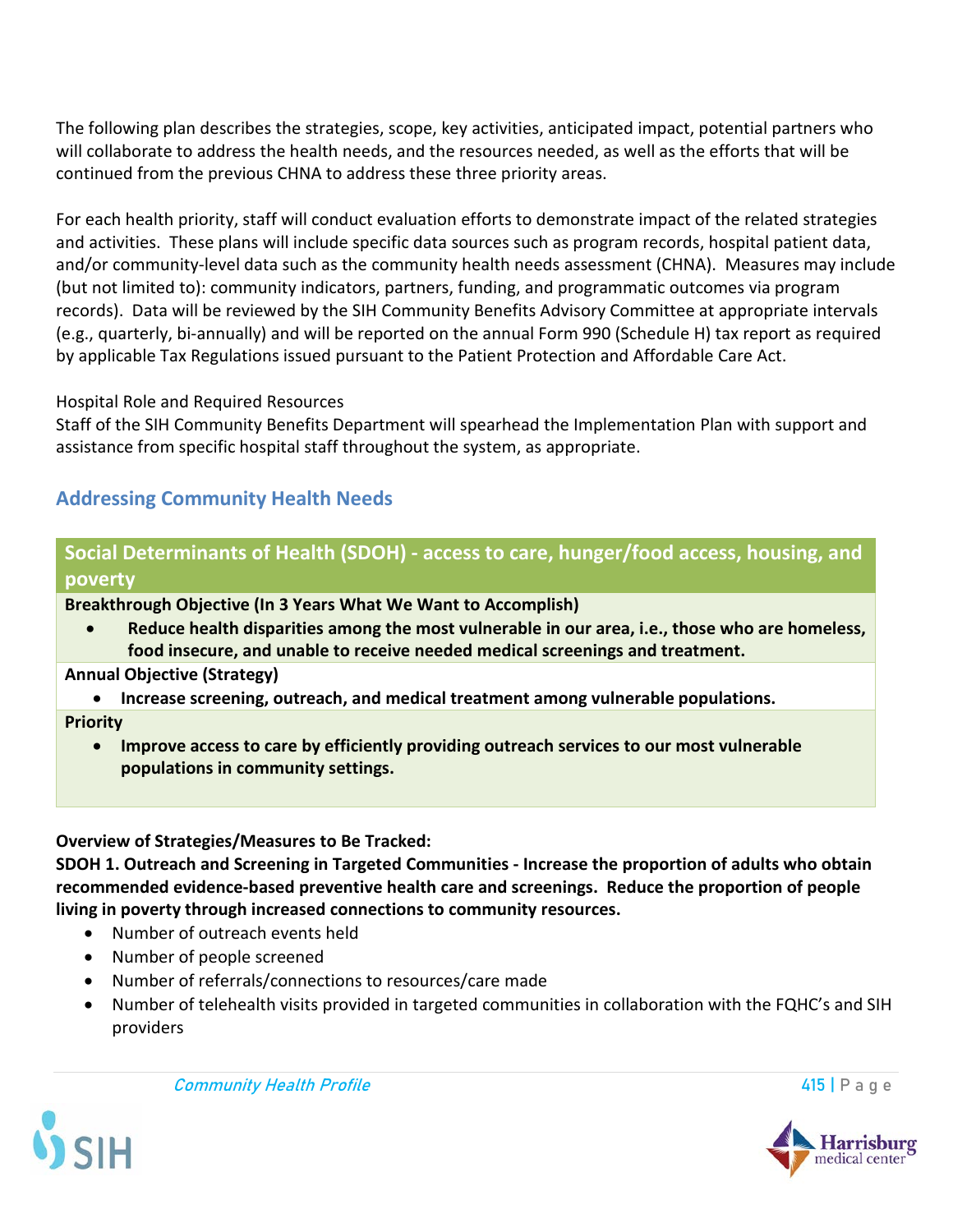The following plan describes the strategies, scope, key activities, anticipated impact, potential partners who will collaborate to address the health needs, and the resources needed, as well as the efforts that will be continued from the previous CHNA to address these three priority areas.

For each health priority, staff will conduct evaluation efforts to demonstrate impact of the related strategies and activities. These plans will include specific data sources such as program records, hospital patient data, and/or community-level data such as the community health needs assessment (CHNA). Measures may include (but not limited to): community indicators, partners, funding, and programmatic outcomes via program records). Data will be reviewed by the SIH Community Benefits Advisory Committee at appropriate intervals (e.g., quarterly, bi-annually) and will be reported on the annual Form 990 (Schedule H) tax report as required by applicable Tax Regulations issued pursuant to the Patient Protection and Affordable Care Act.

Hospital Role and Required Resources

Staff of the SIH Community Benefits Department will spearhead the Implementation Plan with support and assistance from specific hospital staff throughout the system, as appropriate.

## Addressing Community Health Needs

### Social Determinants of Health (SDOH) - access to care, hunger/food access, housing, and poverty

**Breakthrough Objective (In 3 Years What We Want to Accomplish)**

- **Reduce health disparities among the most vulnerable in our area, i.e., those who are homeless, food insecure, and unable to receive needed medical screenings and treatment.**

**Annual Objective (Strategy)**

- **Increase screening, outreach, and medical treatment among vulnerable populations.**

**Priority**

- **Improve access to care by efficiently providing outreach services to our most vulnerable populations in community settings.**

**Overview of Strategies/Measures to Be Tracked:**

**SDOH 1. Outreach and Screening in Targeted Communities - Increase the proportion of adults who obtain recommended evidence-based preventive health care and screenings. Reduce the proportion of people living in poverty through increased connections to community resources.**

- Number of outreach events held
- Number of people screened
- Number of referrals/connections to resources/care made
- Number of telehealth visits provided in targeted communities in collaboration with the FQHC's and SIH providers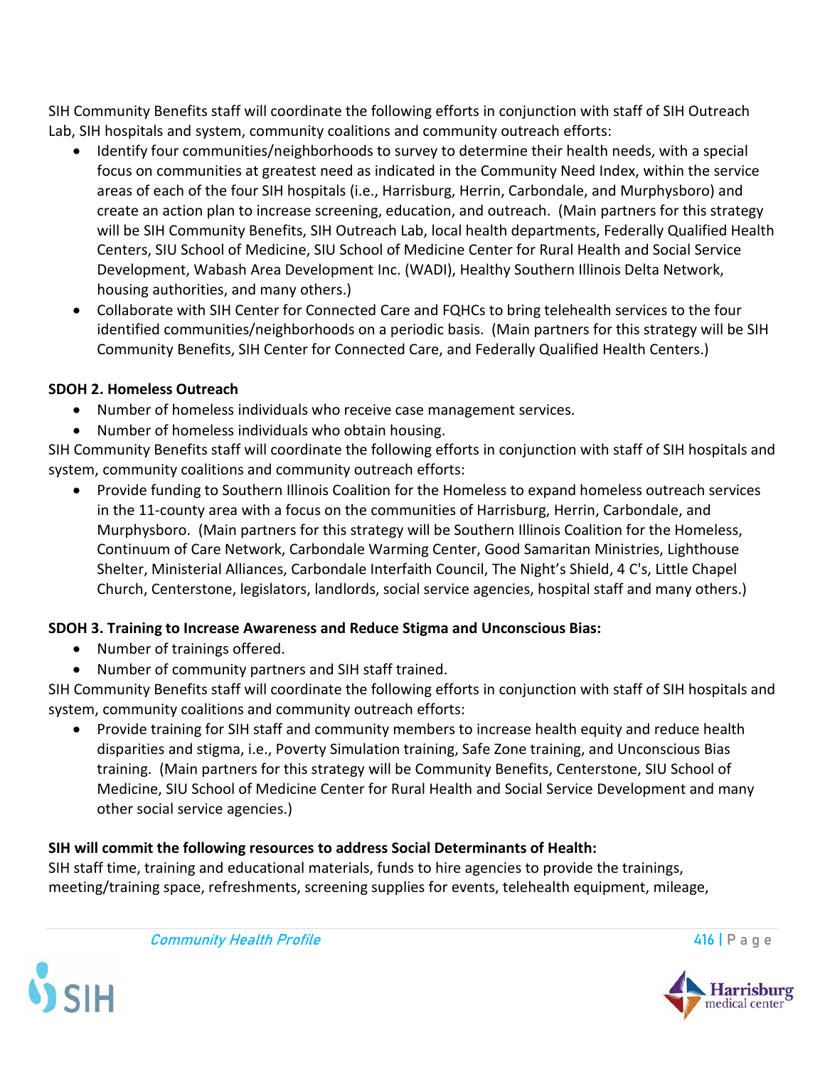SIH Community Benefits staff will coordinate the following efforts in conjunction with staff of SIH Outreach Lab, SIH hospitals and system, community coalitions and community outreach efforts:

- Identify four communities/neighborhoods to survey to determine their health needs, with a special focus on communities at greatest need as indicated in the Community Need Index, within the service areas of each of the four SIH hospitals (i.e., Harrisburg, Herrin, Carbondale, and Murphysboro) and create an action plan to increase screening, education, and outreach. (Main partners for this strategy will be SIH Community Benefits, SIH Outreach Lab, local health departments, Federally Qualified Health Centers, SIU School of Medicine, SIU School of Medicine Center for Rural Health and Social Service Development, Wabash Area Development Inc. (WADI), Healthy Southern Illinois Delta Network, housing authorities, and many others.)
- Collaborate with SIH Center for Connected Care and FQHCs to bring telehealth services to the four identified communities/neighborhoods on a periodic basis. (Main partners for this strategy will be SIH Community Benefits, SIH Center for Connected Care, and Federally Qualified Health Centers.)

**SDOH 2. Homeless Outreach**

- Number of homeless individuals who receive case management services.
- Number of homeless individuals who obtain housing.

SIH Community Benefits staff will coordinate the following efforts in conjunction with staff of SIH hospitals and system, community coalitions and community outreach efforts:

- Provide funding to Southern Illinois Coalition for the Homeless to expand homeless outreach services in the 11-county area with a focus on the communities of Harrisburg, Herrin, Carbondale, and Murphysboro. (Main partners for this strategy will be Southern Illinois Coalition for the Homeless, Continuum of Care Network, Carbondale Warming Center, Good Samaritan Ministries, Lighthouse Shelter, Ministerial Alliances, Carbondale Interfaith Council, The Night's Shield, 4 C's, Little Chapel Church, Centerstone, legislators, landlords, social service agencies, hospital staff and many others.)

**SDOH 3. Training to Increase Awareness and Reduce Stigma and Unconscious Bias:**

- Number of trainings offered.
- Number of community partners and SIH staff trained.

SIH Community Benefits staff will coordinate the following efforts in conjunction with staff of SIH hospitals and system, community coalitions and community outreach efforts:

- Provide training for SIH staff and community members to increase health equity and reduce health disparities and stigma, i.e., Poverty Simulation training, Safe Zone training, and Unconscious Bias training. (Main partners for this strategy will be Community Benefits, Centerstone, SIU School of Medicine, SIU School of Medicine Center for Rural Health and Social Service Development and many other social service agencies.)

**SIH will commit the following resources to address Social Determinants of Health:**

SIH staff time, training and educational materials, funds to hire agencies to provide the trainings, meeting/training space, refreshments, screening supplies for events, telehealth equipment, mileage,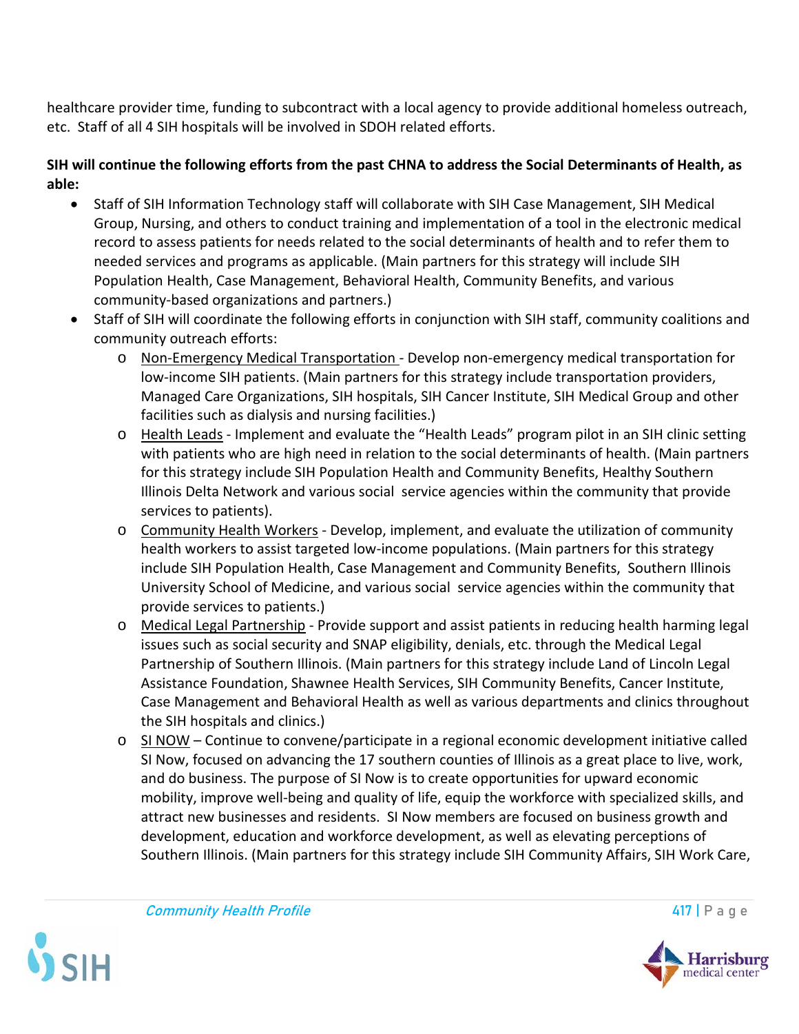healthcare provider time, funding to subcontract with a local agency to provide additional homeless outreach, etc. Staff of all 4 SIH hospitals will be involved in SDOH related efforts.

**SIH will continue the following efforts from the past CHNA to address the Social Determinants of Health, as able:**

- Staff of SIH Information Technology staff will collaborate with SIH Case Management, SIH Medical Group, Nursing, and others to conduct training and implementation of a tool in the electronic medical record to assess patients for needs related to the social determinants of health and to refer them to needed services and programs as applicable. (Main partners for this strategy will include SIH Population Health, Case Management, Behavioral Health, Community Benefits, and various community-based organizations and partners.)
- Staff of SIH will coordinate the following efforts in conjunction with SIH staff, community coalitions and community outreach efforts:
  - <u>Non-Emergency Medical Transportation</u> - Develop non-emergency medical transportation for low-income SIH patients. (Main partners for this strategy include transportation providers, Managed Care Organizations, SIH hospitals, SIH Cancer Institute, SIH Medical Group and other facilities such as dialysis and nursing facilities.)
  - <u>Health Leads</u> - Implement and evaluate the "Health Leads" program pilot in an SIH clinic setting with patients who are high need in relation to the social determinants of health. (Main partners for this strategy include SIH Population Health and Community Benefits, Healthy Southern Illinois Delta Network and various social service agencies within the community that provide services to patients).
  - <u>Community Health Workers</u> - Develop, implement, and evaluate the utilization of community health workers to assist targeted low-income populations. (Main partners for this strategy include SIH Population Health, Case Management and Community Benefits, Southern Illinois University School of Medicine, and various social service agencies within the community that provide services to patients.)
  - <u>Medical Legal Partnership</u> - Provide support and assist patients in reducing health harming legal issues such as social security and SNAP eligibility, denials, etc. through the Medical Legal Partnership of Southern Illinois. (Main partners for this strategy include Land of Lincoln Legal Assistance Foundation, Shawnee Health Services, SIH Community Benefits, Cancer Institute, Case Management and Behavioral Health as well as various departments and clinics throughout the SIH hospitals and clinics.)
  - <u>SI NOW</u> – Continue to convene/participate in a regional economic development initiative called SI Now, focused on advancing the 17 southern counties of Illinois as a great place to live, work, and do business. The purpose of SI Now is to create opportunities for upward economic mobility, improve well-being and quality of life, equip the workforce with specialized skills, and attract new businesses and residents. SI Now members are focused on business growth and development, education and workforce development, as well as elevating perceptions of Southern Illinois. (Main partners for this strategy include SIH Community Affairs, SIH Work Care,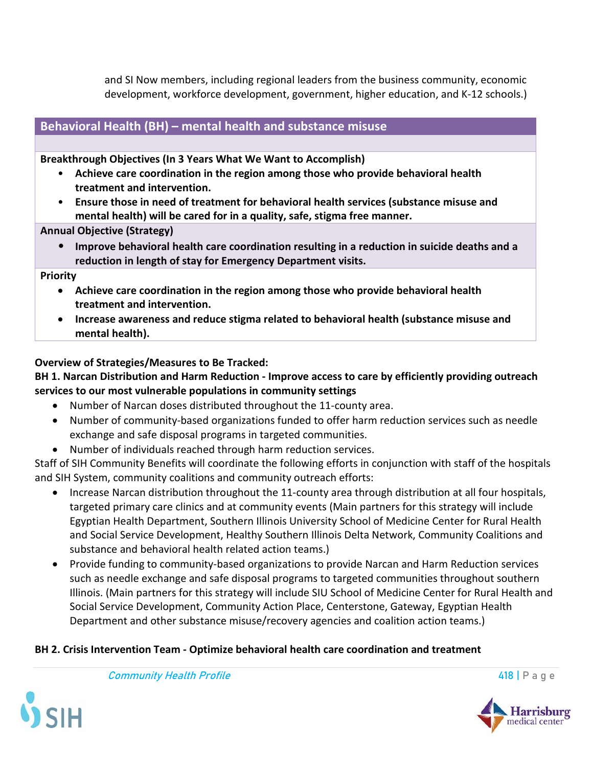and SI Now members, including regional leaders from the business community, economic development, workforce development, government, higher education, and K-12 schools.)

## Behavioral Health (BH) – mental health and substance misuse

**Breakthrough Objectives (In 3 Years What We Want to Accomplish)**

- **Achieve care coordination in the region among those who provide behavioral health treatment and intervention.**
- **Ensure those in need of treatment for behavioral health services (substance misuse and mental health) will be cared for in a quality, safe, stigma free manner.**

**Annual Objective (Strategy)**

- **Improve behavioral health care coordination resulting in a reduction in suicide deaths and a reduction in length of stay for Emergency Department visits.**

**Priority**

- **Achieve care coordination in the region among those who provide behavioral health treatment and intervention.**
- **Increase awareness and reduce stigma related to behavioral health (substance misuse and mental health).**

**Overview of Strategies/Measures to Be Tracked:**

**BH 1. Narcan Distribution and Harm Reduction - Improve access to care by efficiently providing outreach services to our most vulnerable populations in community settings**

- Number of Narcan doses distributed throughout the 11-county area.
- Number of community-based organizations funded to offer harm reduction services such as needle exchange and safe disposal programs in targeted communities.
- Number of individuals reached through harm reduction services.

Staff of SIH Community Benefits will coordinate the following efforts in conjunction with staff of the hospitals and SIH System, community coalitions and community outreach efforts:

- Increase Narcan distribution throughout the 11-county area through distribution at all four hospitals, targeted primary care clinics and at community events (Main partners for this strategy will include Egyptian Health Department, Southern Illinois University School of Medicine Center for Rural Health and Social Service Development, Healthy Southern Illinois Delta Network, Community Coalitions and substance and behavioral health related action teams.)
- Provide funding to community-based organizations to provide Narcan and Harm Reduction services such as needle exchange and safe disposal programs to targeted communities throughout southern Illinois. (Main partners for this strategy will include SIU School of Medicine Center for Rural Health and Social Service Development, Community Action Place, Centerstone, Gateway, Egyptian Health Department and other substance misuse/recovery agencies and coalition action teams.)

**BH 2. Crisis Intervention Team - Optimize behavioral health care coordination and treatment**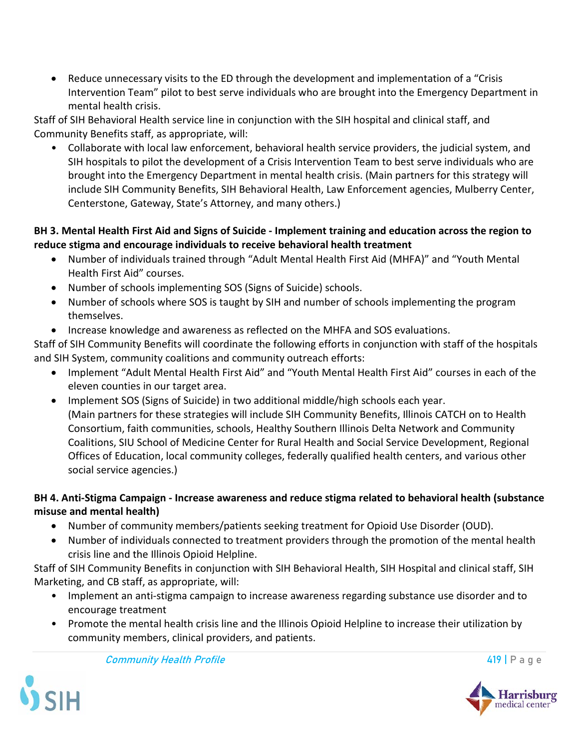- Reduce unnecessary visits to the ED through the development and implementation of a "Crisis Intervention Team" pilot to best serve individuals who are brought into the Emergency Department in mental health crisis.

Staff of SIH Behavioral Health service line in conjunction with the SIH hospital and clinical staff, and Community Benefits staff, as appropriate, will:

- Collaborate with local law enforcement, behavioral health service providers, the judicial system, and SIH hospitals to pilot the development of a Crisis Intervention Team to best serve individuals who are brought into the Emergency Department in mental health crisis. (Main partners for this strategy will include SIH Community Benefits, SIH Behavioral Health, Law Enforcement agencies, Mulberry Center, Centerstone, Gateway, State's Attorney, and many others.)

**BH 3. Mental Health First Aid and Signs of Suicide - Implement training and education across the region to reduce stigma and encourage individuals to receive behavioral health treatment**

- Number of individuals trained through "Adult Mental Health First Aid (MHFA)" and "Youth Mental Health First Aid" courses.
- Number of schools implementing SOS (Signs of Suicide) schools.
- Number of schools where SOS is taught by SIH and number of schools implementing the program themselves.
- Increase knowledge and awareness as reflected on the MHFA and SOS evaluations.

Staff of SIH Community Benefits will coordinate the following efforts in conjunction with staff of the hospitals and SIH System, community coalitions and community outreach efforts:

- Implement "Adult Mental Health First Aid" and "Youth Mental Health First Aid" courses in each of the eleven counties in our target area.
- Implement SOS (Signs of Suicide) in two additional middle/high schools each year.
  (Main partners for these strategies will include SIH Community Benefits, Illinois CATCH on to Health Consortium, faith communities, schools, Healthy Southern Illinois Delta Network and Community Coalitions, SIU School of Medicine Center for Rural Health and Social Service Development, Regional Offices of Education, local community colleges, federally qualified health centers, and various other social service agencies.)

**BH 4. Anti-Stigma Campaign - Increase awareness and reduce stigma related to behavioral health (substance misuse and mental health)**

- Number of community members/patients seeking treatment for Opioid Use Disorder (OUD).
- Number of individuals connected to treatment providers through the promotion of the mental health crisis line and the Illinois Opioid Helpline.

Staff of SIH Community Benefits in conjunction with SIH Behavioral Health, SIH Hospital and clinical staff, SIH Marketing, and CB staff, as appropriate, will:

- Implement an anti-stigma campaign to increase awareness regarding substance use disorder and to encourage treatment
- Promote the mental health crisis line and the Illinois Opioid Helpline to increase their utilization by community members, clinical providers, and patients.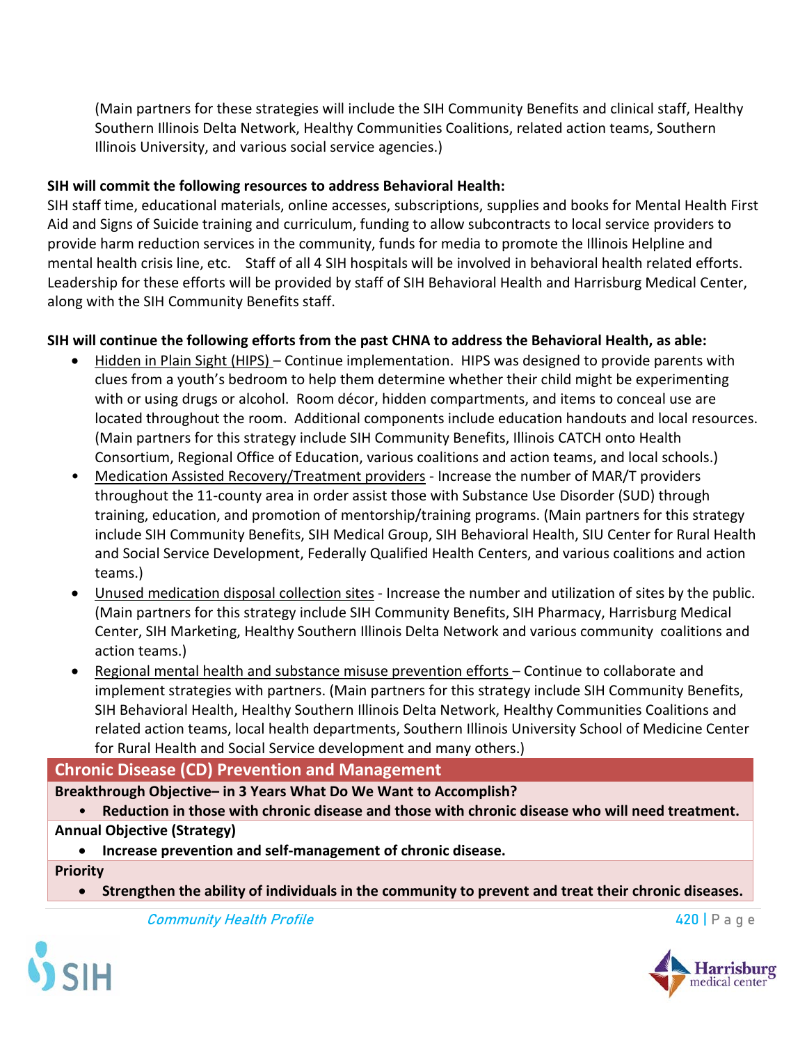(Main partners for these strategies will include the SIH Community Benefits and clinical staff, Healthy Southern Illinois Delta Network, Healthy Communities Coalitions, related action teams, Southern Illinois University, and various social service agencies.)

**SIH will commit the following resources to address Behavioral Health:**

SIH staff time, educational materials, online accesses, subscriptions, supplies and books for Mental Health First Aid and Signs of Suicide training and curriculum, funding to allow subcontracts to local service providers to provide harm reduction services in the community, funds for media to promote the Illinois Helpline and mental health crisis line, etc. Staff of all 4 SIH hospitals will be involved in behavioral health related efforts. Leadership for these efforts will be provided by staff of SIH Behavioral Health and Harrisburg Medical Center, along with the SIH Community Benefits staff.

**SIH will continue the following efforts from the past CHNA to address the Behavioral Health, as able:**

- Hidden in Plain Sight (HIPS) – Continue implementation. HIPS was designed to provide parents with clues from a youth's bedroom to help them determine whether their child might be experimenting with or using drugs or alcohol. Room décor, hidden compartments, and items to conceal use are located throughout the room. Additional components include education handouts and local resources. (Main partners for this strategy include SIH Community Benefits, Illinois CATCH onto Health Consortium, Regional Office of Education, various coalitions and action teams, and local schools.)
- Medication Assisted Recovery/Treatment providers - Increase the number of MAR/T providers throughout the 11-county area in order assist those with Substance Use Disorder (SUD) through training, education, and promotion of mentorship/training programs. (Main partners for this strategy include SIH Community Benefits, SIH Medical Group, SIH Behavioral Health, SIU Center for Rural Health and Social Service Development, Federally Qualified Health Centers, and various coalitions and action teams.)
- Unused medication disposal collection sites - Increase the number and utilization of sites by the public. (Main partners for this strategy include SIH Community Benefits, SIH Pharmacy, Harrisburg Medical Center, SIH Marketing, Healthy Southern Illinois Delta Network and various community coalitions and action teams.)
- Regional mental health and substance misuse prevention efforts – Continue to collaborate and implement strategies with partners. (Main partners for this strategy include SIH Community Benefits, SIH Behavioral Health, Healthy Southern Illinois Delta Network, Healthy Communities Coalitions and related action teams, local health departments, Southern Illinois University School of Medicine Center for Rural Health and Social Service development and many others.)

## Chronic Disease (CD) Prevention and Management

**Breakthrough Objective– in 3 Years What Do We Want to Accomplish?**

- **Reduction in those with chronic disease and those with chronic disease who will need treatment.**

**Annual Objective (Strategy)**

- **Increase prevention and self-management of chronic disease.**

**Priority**

- **Strengthen the ability of individuals in the community to prevent and treat their chronic diseases.**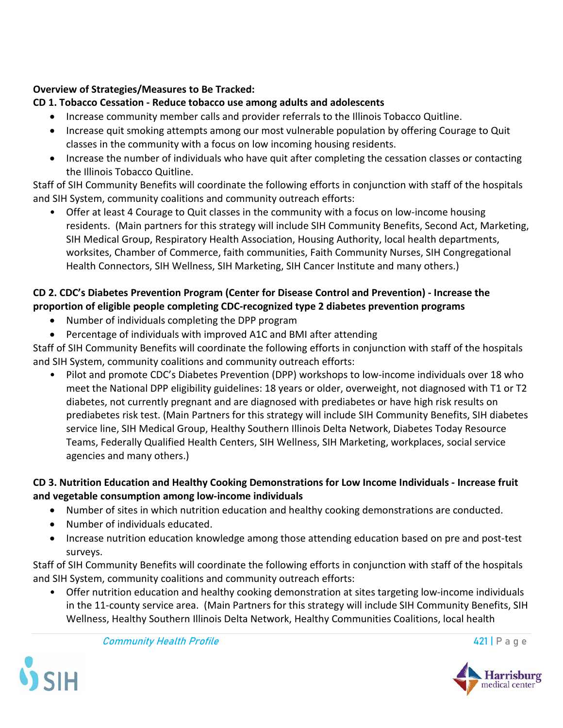**Overview of Strategies/Measures to Be Tracked:**

**CD 1. Tobacco Cessation - Reduce tobacco use among adults and adolescents**

- Increase community member calls and provider referrals to the Illinois Tobacco Quitline.
- Increase quit smoking attempts among our most vulnerable population by offering Courage to Quit classes in the community with a focus on low incoming housing residents.
- Increase the number of individuals who have quit after completing the cessation classes or contacting the Illinois Tobacco Quitline.

Staff of SIH Community Benefits will coordinate the following efforts in conjunction with staff of the hospitals and SIH System, community coalitions and community outreach efforts:

- Offer at least 4 Courage to Quit classes in the community with a focus on low-income housing residents. (Main partners for this strategy will include SIH Community Benefits, Second Act, Marketing, SIH Medical Group, Respiratory Health Association, Housing Authority, local health departments, worksites, Chamber of Commerce, faith communities, Faith Community Nurses, SIH Congregational Health Connectors, SIH Wellness, SIH Marketing, SIH Cancer Institute and many others.)

**CD 2. CDC's Diabetes Prevention Program (Center for Disease Control and Prevention) - Increase the proportion of eligible people completing CDC-recognized type 2 diabetes prevention programs**

- Number of individuals completing the DPP program
- Percentage of individuals with improved A1C and BMI after attending

Staff of SIH Community Benefits will coordinate the following efforts in conjunction with staff of the hospitals and SIH System, community coalitions and community outreach efforts:

- Pilot and promote CDC's Diabetes Prevention (DPP) workshops to low-income individuals over 18 who meet the National DPP eligibility guidelines: 18 years or older, overweight, not diagnosed with T1 or T2 diabetes, not currently pregnant and are diagnosed with prediabetes or have high risk results on prediabetes risk test. (Main Partners for this strategy will include SIH Community Benefits, SIH diabetes service line, SIH Medical Group, Healthy Southern Illinois Delta Network, Diabetes Today Resource Teams, Federally Qualified Health Centers, SIH Wellness, SIH Marketing, workplaces, social service agencies and many others.)

**CD 3. Nutrition Education and Healthy Cooking Demonstrations for Low Income Individuals - Increase fruit and vegetable consumption among low-income individuals**

- Number of sites in which nutrition education and healthy cooking demonstrations are conducted.
- Number of individuals educated.
- Increase nutrition education knowledge among those attending education based on pre and post-test surveys.

Staff of SIH Community Benefits will coordinate the following efforts in conjunction with staff of the hospitals and SIH System, community coalitions and community outreach efforts:

- Offer nutrition education and healthy cooking demonstration at sites targeting low-income individuals in the 11-county service area. (Main Partners for this strategy will include SIH Community Benefits, SIH Wellness, Healthy Southern Illinois Delta Network, Healthy Communities Coalitions, local health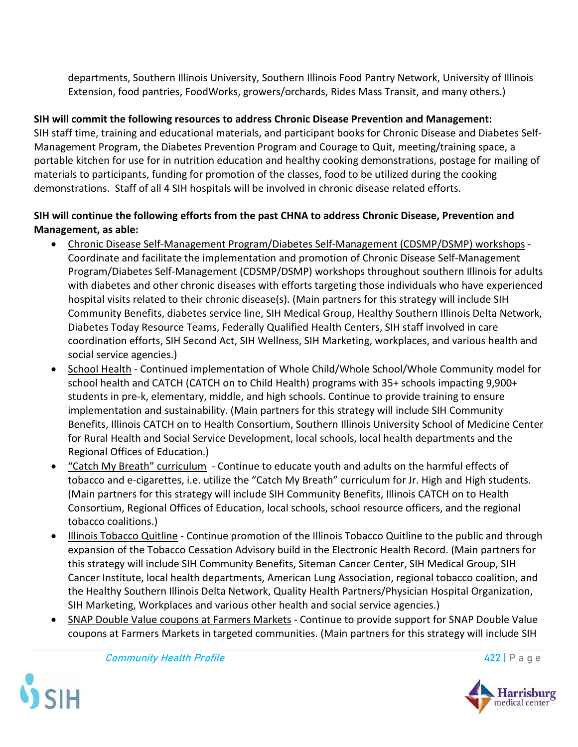departments, Southern Illinois University, Southern Illinois Food Pantry Network, University of Illinois Extension, food pantries, FoodWorks, growers/orchards, Rides Mass Transit, and many others.)

**SIH will commit the following resources to address Chronic Disease Prevention and Management:**
SIH staff time, training and educational materials, and participant books for Chronic Disease and Diabetes Self-Management Program, the Diabetes Prevention Program and Courage to Quit, meeting/training space, a portable kitchen for use for in nutrition education and healthy cooking demonstrations, postage for mailing of materials to participants, funding for promotion of the classes, food to be utilized during the cooking demonstrations. Staff of all 4 SIH hospitals will be involved in chronic disease related efforts.

**SIH will continue the following efforts from the past CHNA to address Chronic Disease, Prevention and Management, as able:**

- <u>Chronic Disease Self-Management Program/Diabetes Self-Management (CDSMP/DSMP) workshops</u> - Coordinate and facilitate the implementation and promotion of Chronic Disease Self-Management Program/Diabetes Self-Management (CDSMP/DSMP) workshops throughout southern Illinois for adults with diabetes and other chronic diseases with efforts targeting those individuals who have experienced hospital visits related to their chronic disease(s). (Main partners for this strategy will include SIH Community Benefits, diabetes service line, SIH Medical Group, Healthy Southern Illinois Delta Network, Diabetes Today Resource Teams, Federally Qualified Health Centers, SIH staff involved in care coordination efforts, SIH Second Act, SIH Wellness, SIH Marketing, workplaces, and various health and social service agencies.)
- <u>School Health</u> - Continued implementation of Whole Child/Whole School/Whole Community model for school health and CATCH (CATCH on to Child Health) programs with 35+ schools impacting 9,900+ students in pre-k, elementary, middle, and high schools. Continue to provide training to ensure implementation and sustainability. (Main partners for this strategy will include SIH Community Benefits, Illinois CATCH on to Health Consortium, Southern Illinois University School of Medicine Center for Rural Health and Social Service Development, local schools, local health departments and the Regional Offices of Education.)
- <u>"Catch My Breath" curriculum</u> - Continue to educate youth and adults on the harmful effects of tobacco and e-cigarettes, i.e. utilize the "Catch My Breath" curriculum for Jr. High and High students. (Main partners for this strategy will include SIH Community Benefits, Illinois CATCH on to Health Consortium, Regional Offices of Education, local schools, school resource officers, and the regional tobacco coalitions.)
- <u>Illinois Tobacco Quitline</u> - Continue promotion of the Illinois Tobacco Quitline to the public and through expansion of the Tobacco Cessation Advisory build in the Electronic Health Record. (Main partners for this strategy will include SIH Community Benefits, Siteman Cancer Center, SIH Medical Group, SIH Cancer Institute, local health departments, American Lung Association, regional tobacco coalition, and the Healthy Southern Illinois Delta Network, Quality Health Partners/Physician Hospital Organization, SIH Marketing, Workplaces and various other health and social service agencies.)
- <u>SNAP Double Value coupons at Farmers Markets</u> - Continue to provide support for SNAP Double Value coupons at Farmers Markets in targeted communities. (Main partners for this strategy will include SIH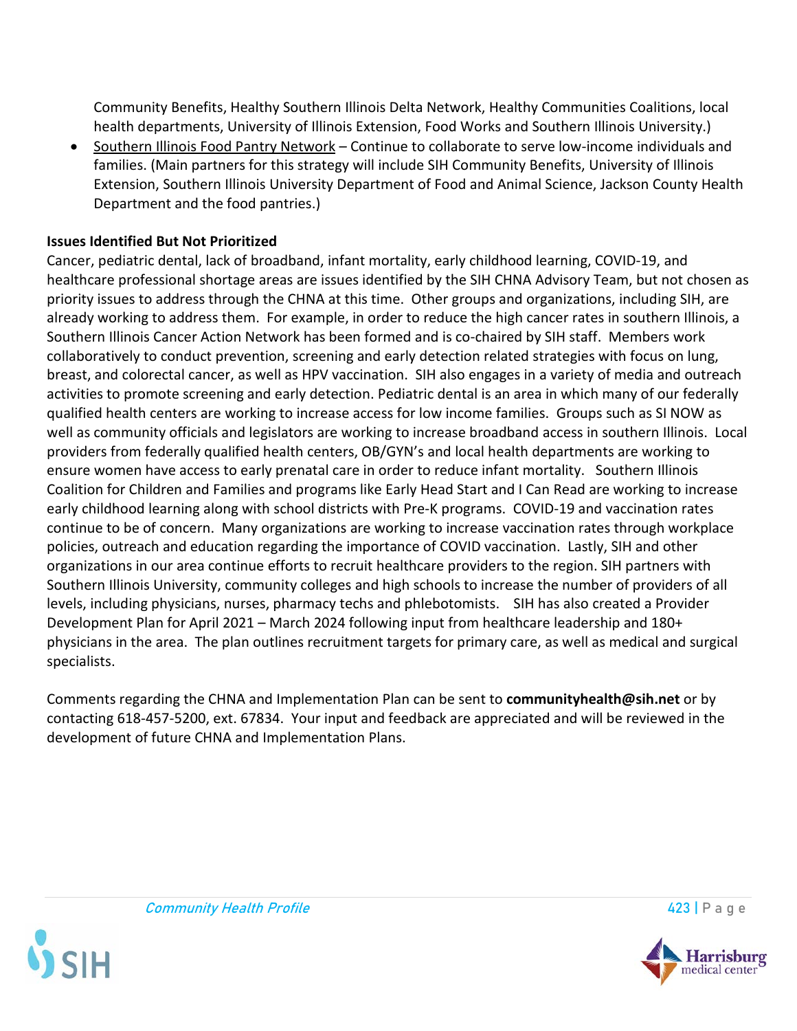Community Benefits, Healthy Southern Illinois Delta Network, Healthy Communities Coalitions, local health departments, University of Illinois Extension, Food Works and Southern Illinois University.)

- Southern Illinois Food Pantry Network – Continue to collaborate to serve low-income individuals and families. (Main partners for this strategy will include SIH Community Benefits, University of Illinois Extension, Southern Illinois University Department of Food and Animal Science, Jackson County Health Department and the food pantries.)

**Issues Identified But Not Prioritized**

Cancer, pediatric dental, lack of broadband, infant mortality, early childhood learning, COVID-19, and healthcare professional shortage areas are issues identified by the SIH CHNA Advisory Team, but not chosen as priority issues to address through the CHNA at this time. Other groups and organizations, including SIH, are already working to address them. For example, in order to reduce the high cancer rates in southern Illinois, a Southern Illinois Cancer Action Network has been formed and is co-chaired by SIH staff. Members work collaboratively to conduct prevention, screening and early detection related strategies with focus on lung, breast, and colorectal cancer, as well as HPV vaccination. SIH also engages in a variety of media and outreach activities to promote screening and early detection. Pediatric dental is an area in which many of our federally qualified health centers are working to increase access for low income families. Groups such as SI NOW as well as community officials and legislators are working to increase broadband access in southern Illinois. Local providers from federally qualified health centers, OB/GYN's and local health departments are working to ensure women have access to early prenatal care in order to reduce infant mortality. Southern Illinois Coalition for Children and Families and programs like Early Head Start and I Can Read are working to increase early childhood learning along with school districts with Pre-K programs. COVID-19 and vaccination rates continue to be of concern. Many organizations are working to increase vaccination rates through workplace policies, outreach and education regarding the importance of COVID vaccination. Lastly, SIH and other organizations in our area continue efforts to recruit healthcare providers to the region. SIH partners with Southern Illinois University, community colleges and high schools to increase the number of providers of all levels, including physicians, nurses, pharmacy techs and phlebotomists. SIH has also created a Provider Development Plan for April 2021 – March 2024 following input from healthcare leadership and 180+ physicians in the area. The plan outlines recruitment targets for primary care, as well as medical and surgical specialists.

Comments regarding the CHNA and Implementation Plan can be sent to **communityhealth@sih.net** or by contacting 618-457-5200, ext. 67834. Your input and feedback are appreciated and will be reviewed in the development of future CHNA and Implementation Plans.